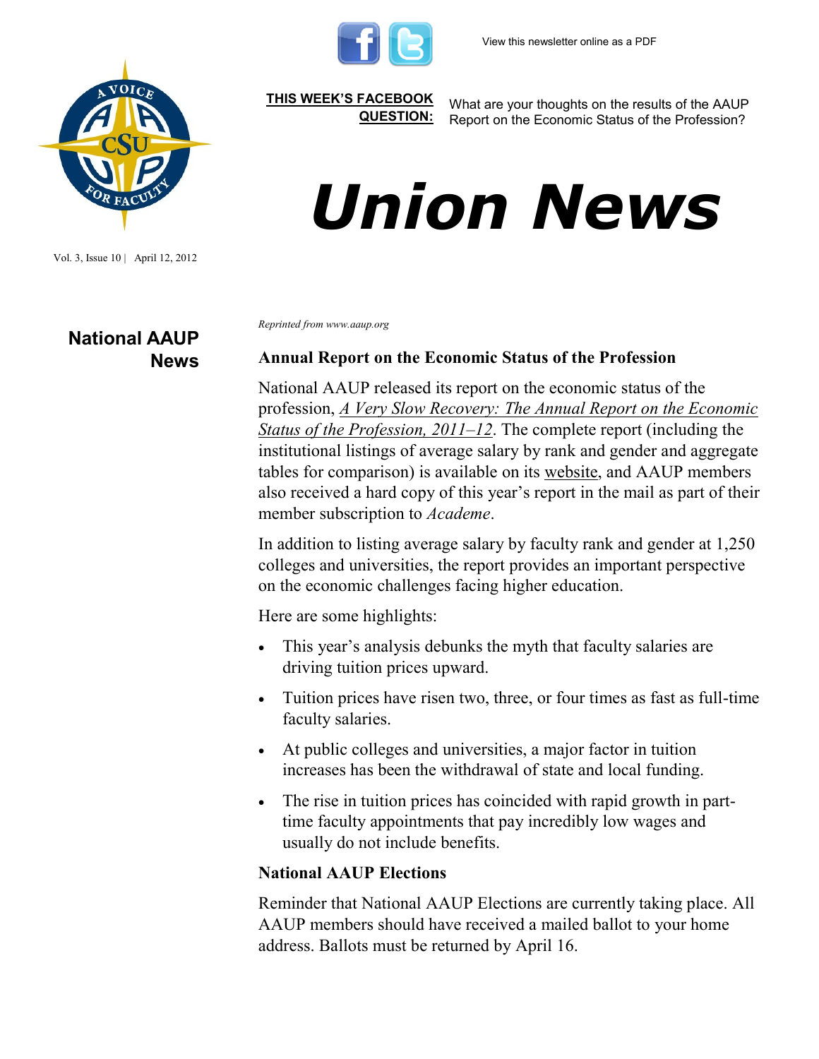View this newsletter online as a PDF

**THIS WEEK'S FACEBOOK QUESTION:** What are your thoughts on the results of the AAUP Report on the Economic Status of the Profession?

# Union News

Vol. 3, Issue 10 | April 12, 2012

## National AAUP News

*Reprinted from www.aaup.org*

### Annual Report on the Economic Status of the Profession

National AAUP released its report on the economic status of the profession, *A Very Slow Recovery: The Annual Report on the Economic Status of the Profession, 2011–12*. The complete report (including the institutional listings of average salary by rank and gender and aggregate tables for comparison) is available on its website, and AAUP members also received a hard copy of this year's report in the mail as part of their member subscription to *Academe*.

In addition to listing average salary by faculty rank and gender at 1,250 colleges and universities, the report provides an important perspective on the economic challenges facing higher education.

Here are some highlights:

- This year's analysis debunks the myth that faculty salaries are driving tuition prices upward.
- Tuition prices have risen two, three, or four times as fast as full-time faculty salaries.
- At public colleges and universities, a major factor in tuition increases has been the withdrawal of state and local funding.
- The rise in tuition prices has coincided with rapid growth in part-time faculty appointments that pay incredibly low wages and usually do not include benefits.

### National AAUP Elections

Reminder that National AAUP Elections are currently taking place. All AAUP members should have received a mailed ballot to your home address. Ballots must be returned by April 16.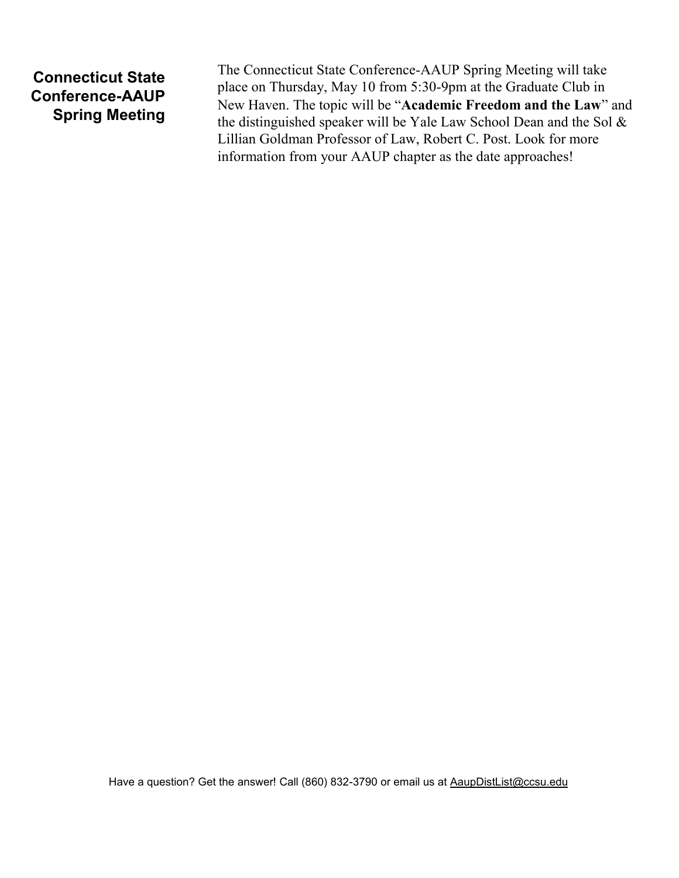## Connecticut State Conference-AAUP Spring Meeting

The Connecticut State Conference-AAUP Spring Meeting will take place on Thursday, May 10 from 5:30-9pm at the Graduate Club in New Haven. The topic will be "**Academic Freedom and the Law**" and the distinguished speaker will be Yale Law School Dean and the Sol & Lillian Goldman Professor of Law, Robert C. Post. Look for more information from your AAUP chapter as the date approaches!